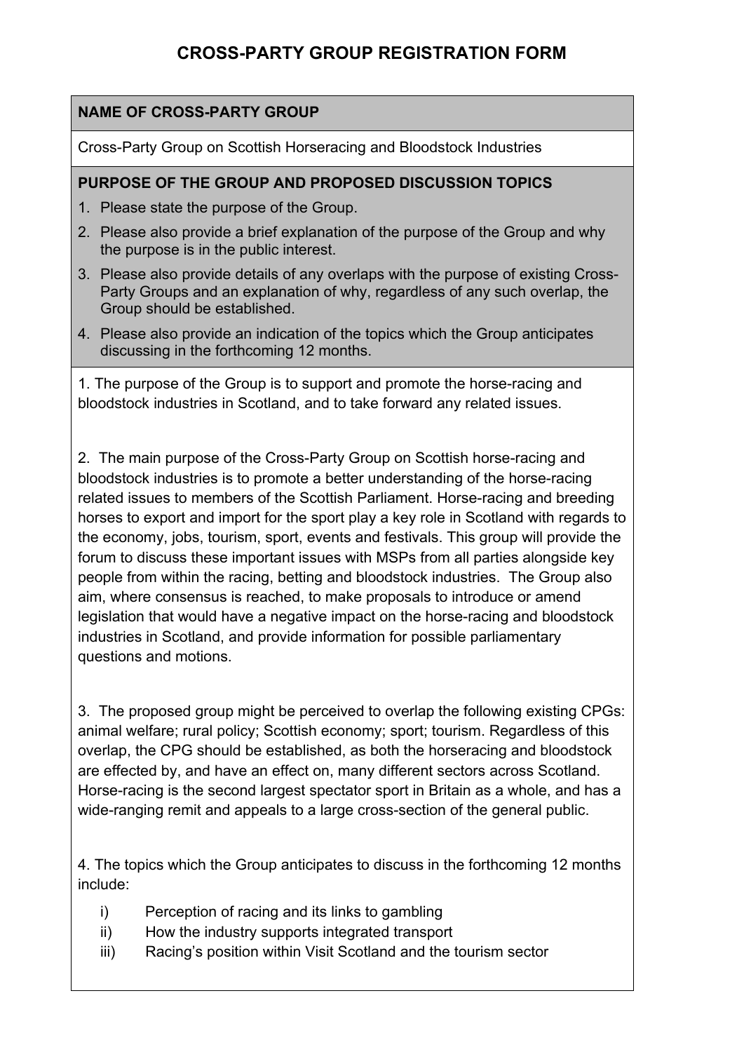# CROSS-PARTY GROUP REGISTRATION FORM

**NAME OF CROSS-PARTY GROUP**

Cross-Party Group on Scottish Horseracing and Bloodstock Industries

**PURPOSE OF THE GROUP AND PROPOSED DISCUSSION TOPICS**

1. Please state the purpose of the Group.
2. Please also provide a brief explanation of the purpose of the Group and why the purpose is in the public interest.
3. Please also provide details of any overlaps with the purpose of existing Cross-Party Groups and an explanation of why, regardless of any such overlap, the Group should be established.
4. Please also provide an indication of the topics which the Group anticipates discussing in the forthcoming 12 months.

1. The purpose of the Group is to support and promote the horse-racing and bloodstock industries in Scotland, and to take forward any related issues.

2. The main purpose of the Cross-Party Group on Scottish horse-racing and bloodstock industries is to promote a better understanding of the horse-racing related issues to members of the Scottish Parliament. Horse-racing and breeding horses to export and import for the sport play a key role in Scotland with regards to the economy, jobs, tourism, sport, events and festivals. This group will provide the forum to discuss these important issues with MSPs from all parties alongside key people from within the racing, betting and bloodstock industries. The Group also aim, where consensus is reached, to make proposals to introduce or amend legislation that would have a negative impact on the horse-racing and bloodstock industries in Scotland, and provide information for possible parliamentary questions and motions.

3. The proposed group might be perceived to overlap the following existing CPGs: animal welfare; rural policy; Scottish economy; sport; tourism. Regardless of this overlap, the CPG should be established, as both the horseracing and bloodstock are effected by, and have an effect on, many different sectors across Scotland. Horse-racing is the second largest spectator sport in Britain as a whole, and has a wide-ranging remit and appeals to a large cross-section of the general public.

4. The topics which the Group anticipates to discuss in the forthcoming 12 months include:

i) Perception of racing and its links to gambling
ii) How the industry supports integrated transport
iii) Racing's position within Visit Scotland and the tourism sector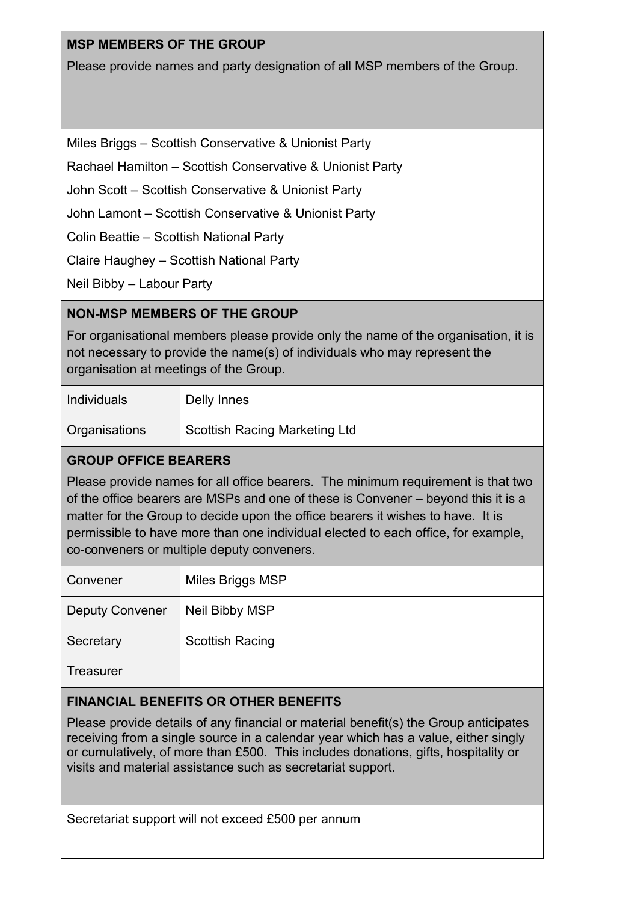**MSP MEMBERS OF THE GROUP**

Please provide names and party designation of all MSP members of the Group.

Miles Briggs – Scottish Conservative & Unionist Party

Rachael Hamilton – Scottish Conservative & Unionist Party

John Scott – Scottish Conservative & Unionist Party

John Lamont – Scottish Conservative & Unionist Party

Colin Beattie – Scottish National Party

Claire Haughey – Scottish National Party

Neil Bibby – Labour Party

**NON-MSP MEMBERS OF THE GROUP**

For organisational members please provide only the name of the organisation, it is not necessary to provide the name(s) of individuals who may represent the organisation at meetings of the Group.

| | |
|---|---|
| Individuals | Delly Innes |
| Organisations | Scottish Racing Marketing Ltd |

**GROUP OFFICE BEARERS**

Please provide names for all office bearers. The minimum requirement is that two of the office bearers are MSPs and one of these is Convener – beyond this it is a matter for the Group to decide upon the office bearers it wishes to have. It is permissible to have more than one individual elected to each office, for example, co-conveners or multiple deputy conveners.

| | |
|---|---|
| Convener | Miles Briggs MSP |
| Deputy Convener | Neil Bibby MSP |
| Secretary | Scottish Racing |
| Treasurer | |

**FINANCIAL BENEFITS OR OTHER BENEFITS**

Please provide details of any financial or material benefit(s) the Group anticipates receiving from a single source in a calendar year which has a value, either singly or cumulatively, of more than £500. This includes donations, gifts, hospitality or visits and material assistance such as secretariat support.

Secretariat support will not exceed £500 per annum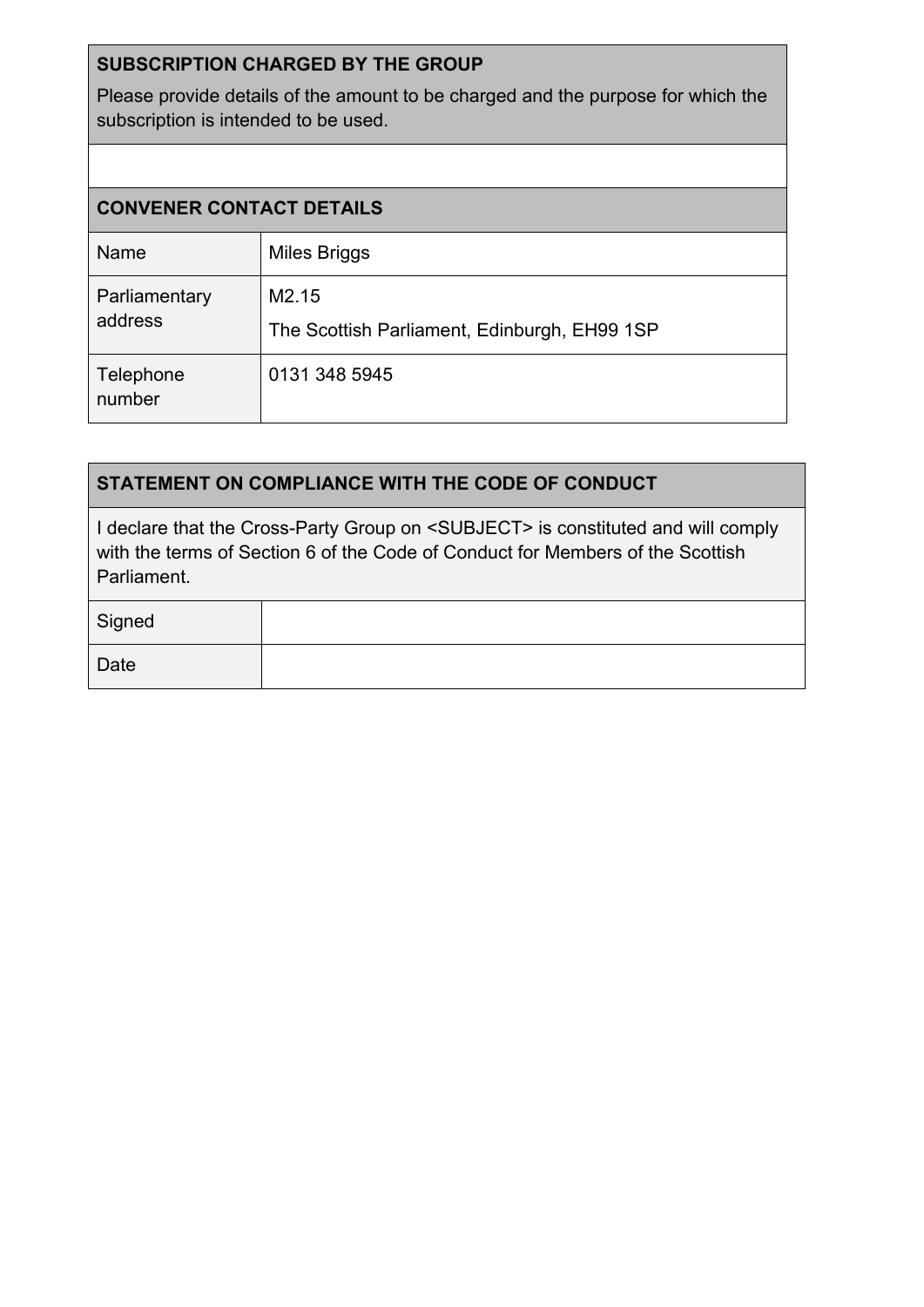| SUBSCRIPTION CHARGED BY THE GROUP |
|---|
| Please provide details of the amount to be charged and the purpose for which the subscription is intended to be used. |
| |

| CONVENER CONTACT DETAILS | |
|---|---|
| Name | Miles Briggs |
| Parliamentary address | M2.15<br>The Scottish Parliament, Edinburgh, EH99 1SP |
| Telephone number | 0131 348 5945 |

| STATEMENT ON COMPLIANCE WITH THE CODE OF CONDUCT | |
|---|---|
| I declare that the Cross-Party Group on <SUBJECT> is constituted and will comply with the terms of Section 6 of the Code of Conduct for Members of the Scottish Parliament. | |
| Signed | |
| Date | |